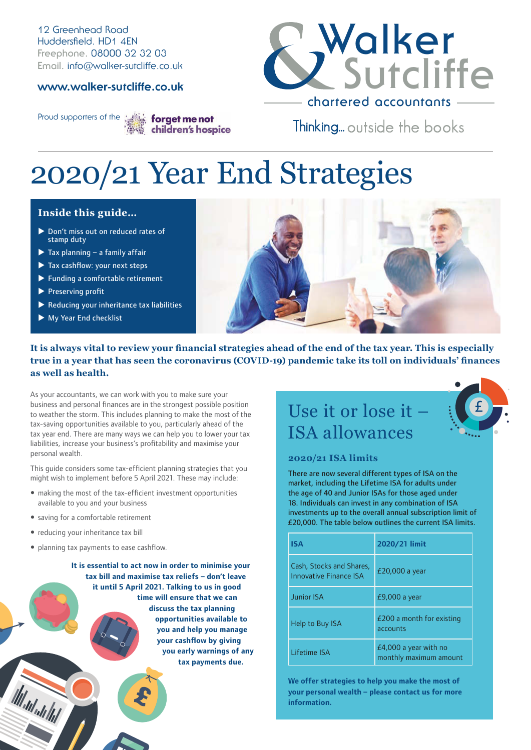12 Greenhead Road
Huddersfield. HD1 4EN
Freephone. 08000 32 32 03
Email. info@walker-sutcliffe.co.uk

**www.walker-sutcliffe.co.uk**

Proud supporters of the **forget me not children's hospice**

Walker & Sutcliffe
chartered accountants

Thinking... outside the books

# 2020/21 Year End Strategies

### Inside this guide...

- Don't miss out on reduced rates of stamp duty
- Tax planning – a family affair
- Tax cashflow: your next steps
- Funding a comfortable retirement
- Preserving profit
- Reducing your inheritance tax liabilities
- My Year End checklist

**It is always vital to review your financial strategies ahead of the end of the tax year. This is especially true in a year that has seen the coronavirus (COVID-19) pandemic take its toll on individuals' finances as well as health.**

As your accountants, we can work with you to make sure your business and personal finances are in the strongest possible position to weather the storm. This includes planning to make the most of the tax-saving opportunities available to you, particularly ahead of the tax year end. There are many ways we can help you to lower your tax liabilities, increase your business's profitability and maximise your personal wealth.

This guide considers some tax-efficient planning strategies that you might wish to implement before 5 April 2021. These may include:

- making the most of the tax-efficient investment opportunities available to you and your business
- saving for a comfortable retirement
- reducing your inheritance tax bill
- planning tax payments to ease cashflow.

**It is essential to act now in order to minimise your tax bill and maximise tax reliefs – don't leave it until 5 April 2021. Talking to us in good time will ensure that we can discuss the tax planning opportunities available to you and help you manage your cashflow by giving you early warnings of any tax payments due.**

## Use it or lose it – ISA allowances

### 2020/21 ISA limits

There are now several different types of ISA on the market, including the Lifetime ISA for adults under the age of 40 and Junior ISAs for those aged under 18. Individuals can invest in any combination of ISA investments up to the overall annual subscription limit of £20,000. The table below outlines the current ISA limits.

| ISA | 2020/21 limit |
| --- | --- |
| Cash, Stocks and Shares, Innovative Finance ISA | £20,000 a year |
| Junior ISA | £9,000 a year |
| Help to Buy ISA | £200 a month for existing accounts |
| Lifetime ISA | £4,000 a year with no monthly maximum amount |

**We offer strategies to help you make the most of your personal wealth – please contact us for more information.**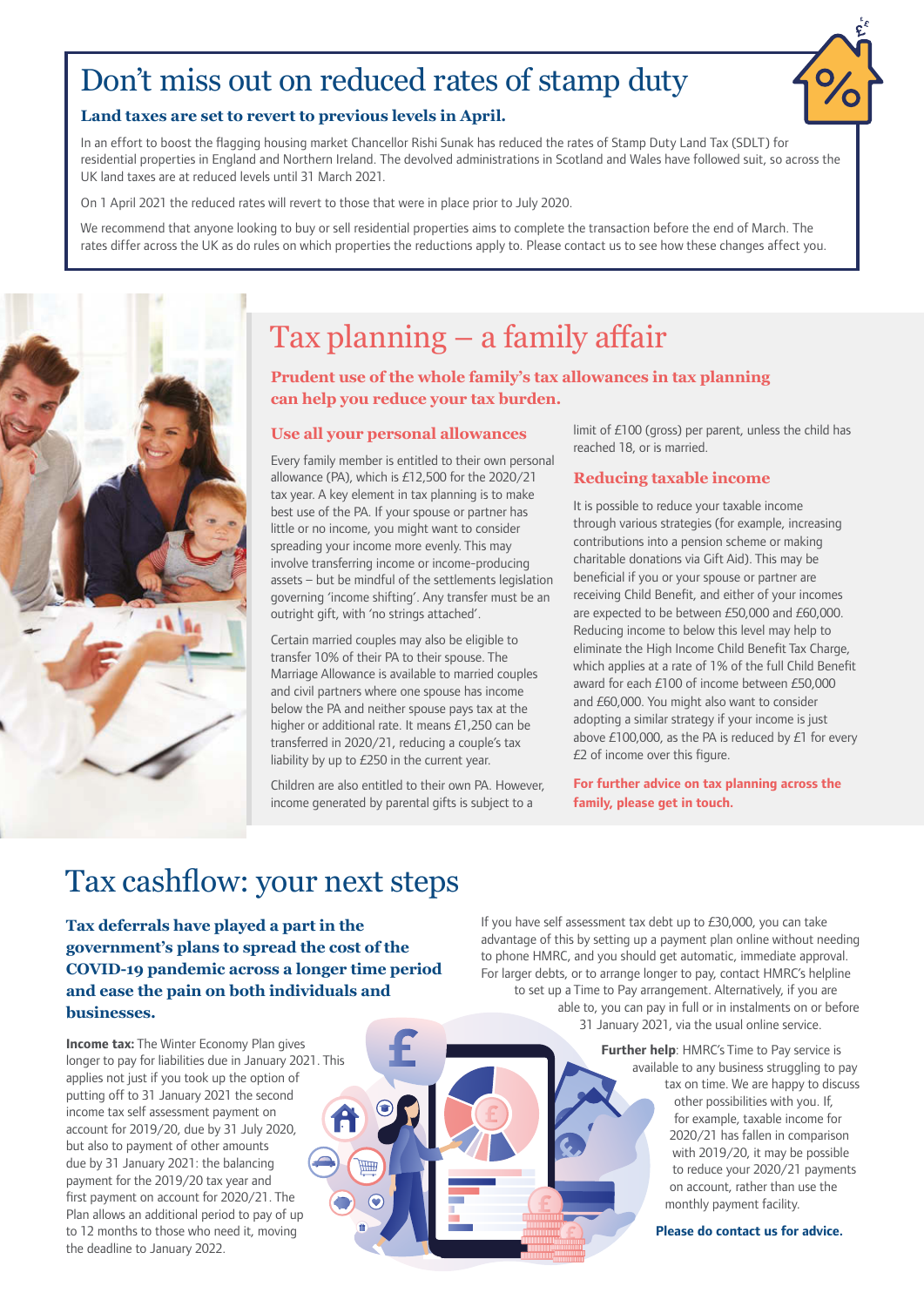# Don't miss out on reduced rates of stamp duty

**Land taxes are set to revert to previous levels in April.**

In an effort to boost the flagging housing market Chancellor Rishi Sunak has reduced the rates of Stamp Duty Land Tax (SDLT) for residential properties in England and Northern Ireland. The devolved administrations in Scotland and Wales have followed suit, so across the UK land taxes are at reduced levels until 31 March 2021.

On 1 April 2021 the reduced rates will revert to those that were in place prior to July 2020.

We recommend that anyone looking to buy or sell residential properties aims to complete the transaction before the end of March. The rates differ across the UK as do rules on which properties the reductions apply to. Please contact us to see how these changes affect you.

# Tax planning – a family affair

**Prudent use of the whole family's tax allowances in tax planning can help you reduce your tax burden.**

## Use all your personal allowances

Every family member is entitled to their own personal allowance (PA), which is £12,500 for the 2020/21 tax year. A key element in tax planning is to make best use of the PA. If your spouse or partner has little or no income, you might want to consider spreading your income more evenly. This may involve transferring income or income-producing assets – but be mindful of the settlements legislation governing 'income shifting'. Any transfer must be an outright gift, with 'no strings attached'.

Certain married couples may also be eligible to transfer 10% of their PA to their spouse. The Marriage Allowance is available to married couples and civil partners where one spouse has income below the PA and neither spouse pays tax at the higher or additional rate. It means £1,250 can be transferred in 2020/21, reducing a couple's tax liability by up to £250 in the current year.

Children are also entitled to their own PA. However, income generated by parental gifts is subject to a limit of £100 (gross) per parent, unless the child has reached 18, or is married.

## Reducing taxable income

It is possible to reduce your taxable income through various strategies (for example, increasing contributions into a pension scheme or making charitable donations via Gift Aid). This may be beneficial if you or your spouse or partner are receiving Child Benefit, and either of your incomes are expected to be between £50,000 and £60,000. Reducing income to below this level may help to eliminate the High Income Child Benefit Tax Charge, which applies at a rate of 1% of the full Child Benefit award for each £100 of income between £50,000 and £60,000. You might also want to consider adopting a similar strategy if your income is just above £100,000, as the PA is reduced by £1 for every £2 of income over this figure.

**For further advice on tax planning across the family, please get in touch.**

# Tax cashflow: your next steps

**Tax deferrals have played a part in the government's plans to spread the cost of the COVID-19 pandemic across a longer time period and ease the pain on both individuals and businesses.**

**Income tax:** The Winter Economy Plan gives longer to pay for liabilities due in January 2021. This applies not just if you took up the option of putting off to 31 January 2021 the second income tax self assessment payment on account for 2019/20, due by 31 July 2020, but also to payment of other amounts due by 31 January 2021: the balancing payment for the 2019/20 tax year and first payment on account for 2020/21. The Plan allows an additional period to pay of up to 12 months to those who need it, moving the deadline to January 2022.

If you have self assessment tax debt up to £30,000, you can take advantage of this by setting up a payment plan online without needing to phone HMRC, and you should get automatic, immediate approval. For larger debts, or to arrange longer to pay, contact HMRC's helpline to set up a Time to Pay arrangement. Alternatively, if you are able to, you can pay in full or in instalments on or before 31 January 2021, via the usual online service.

**Further help**: HMRC's Time to Pay service is available to any business struggling to pay tax on time. We are happy to discuss other possibilities with you. If, for example, taxable income for 2020/21 has fallen in comparison with 2019/20, it may be possible to reduce your 2020/21 payments on account, rather than use the monthly payment facility.

**Please do contact us for advice.**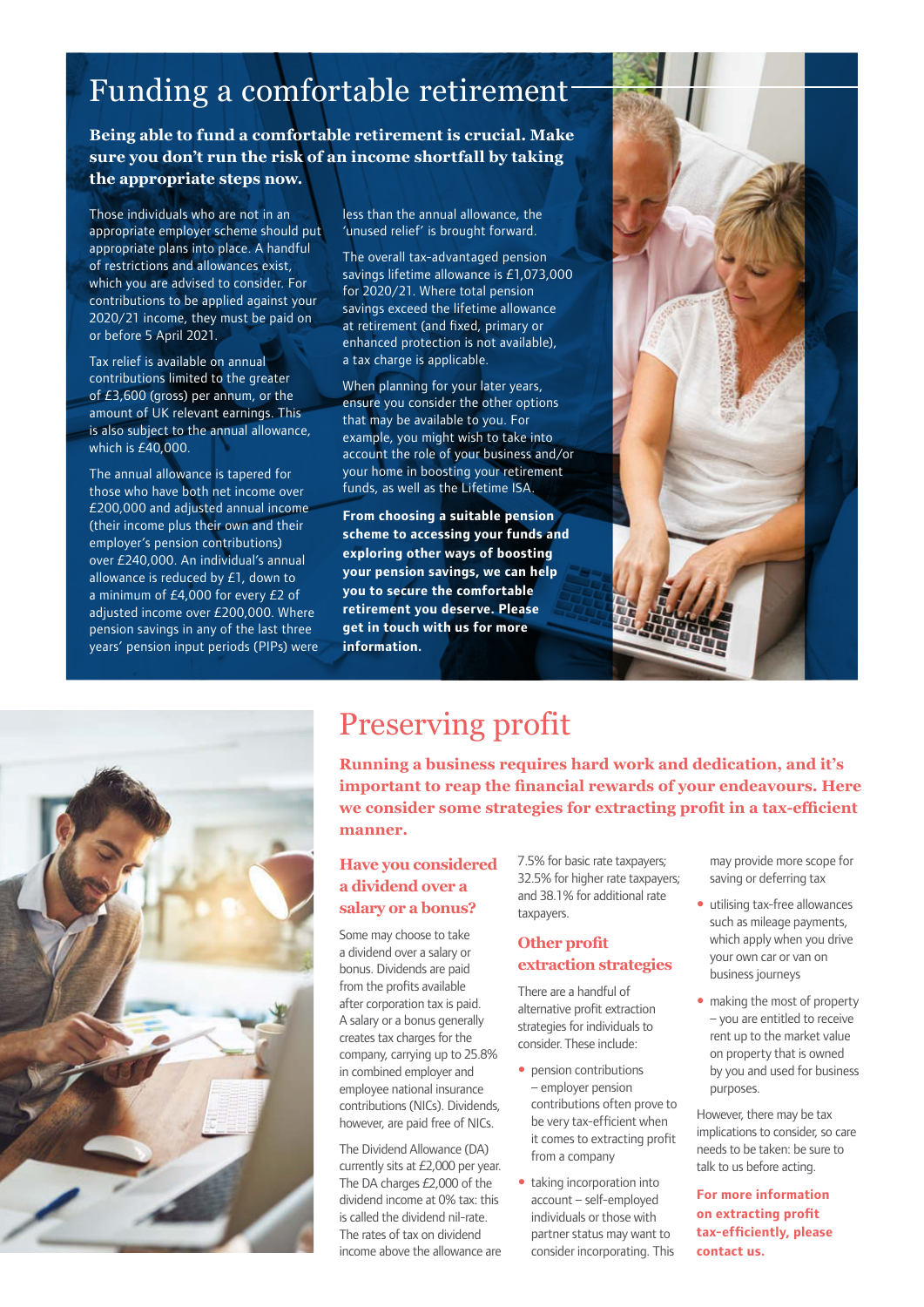# Funding a comfortable retirement

**Being able to fund a comfortable retirement is crucial. Make sure you don't run the risk of an income shortfall by taking the appropriate steps now.**

Those individuals who are not in an appropriate employer scheme should put appropriate plans into place. A handful of restrictions and allowances exist, which you are advised to consider. For contributions to be applied against your 2020/21 income, they must be paid on or before 5 April 2021.

Tax relief is available on annual contributions limited to the greater of £3,600 (gross) per annum, or the amount of UK relevant earnings. This is also subject to the annual allowance, which is £40,000.

The annual allowance is tapered for those who have both net income over £200,000 and adjusted annual income (their income plus their own and their employer's pension contributions) over £240,000. An individual's annual allowance is reduced by £1, down to a minimum of £4,000 for every £2 of adjusted income over £200,000. Where pension savings in any of the last three years' pension input periods (PIPs) were less than the annual allowance, the 'unused relief' is brought forward.

The overall tax-advantaged pension savings lifetime allowance is £1,073,000 for 2020/21. Where total pension savings exceed the lifetime allowance at retirement (and fixed, primary or enhanced protection is not available), a tax charge is applicable.

When planning for your later years, ensure you consider the other options that may be available to you. For example, you might wish to take into account the role of your business and/or your home in boosting your retirement funds, as well as the Lifetime ISA.

**From choosing a suitable pension scheme to accessing your funds and exploring other ways of boosting your pension savings, we can help you to secure the comfortable retirement you deserve. Please get in touch with us for more information.**

# Preserving profit

**Running a business requires hard work and dedication, and it's important to reap the financial rewards of your endeavours. Here we consider some strategies for extracting profit in a tax-efficient manner.**

## Have you considered a dividend over a salary or a bonus?

Some may choose to take a dividend over a salary or bonus. Dividends are paid from the profits available after corporation tax is paid. A salary or a bonus generally creates tax charges for the company, carrying up to 25.8% in combined employer and employee national insurance contributions (NICs). Dividends, however, are paid free of NICs.

The Dividend Allowance (DA) currently sits at £2,000 per year. The DA charges £2,000 of the dividend income at 0% tax: this is called the dividend nil-rate. The rates of tax on dividend income above the allowance are 7.5% for basic rate taxpayers; 32.5% for higher rate taxpayers; and 38.1% for additional rate taxpayers.

## Other profit extraction strategies

There are a handful of alternative profit extraction strategies for individuals to consider. These include:

- pension contributions – employer pension contributions often prove to be very tax-efficient when it comes to extracting profit from a company
- taking incorporation into account – self-employed individuals or those with partner status may want to consider incorporating. This may provide more scope for saving or deferring tax
- utilising tax-free allowances such as mileage payments, which apply when you drive your own car or van on business journeys
- making the most of property – you are entitled to receive rent up to the market value on property that is owned by you and used for business purposes.

However, there may be tax implications to consider, so care needs to be taken: be sure to talk to us before acting.

**For more information on extracting profit tax-efficiently, please contact us.**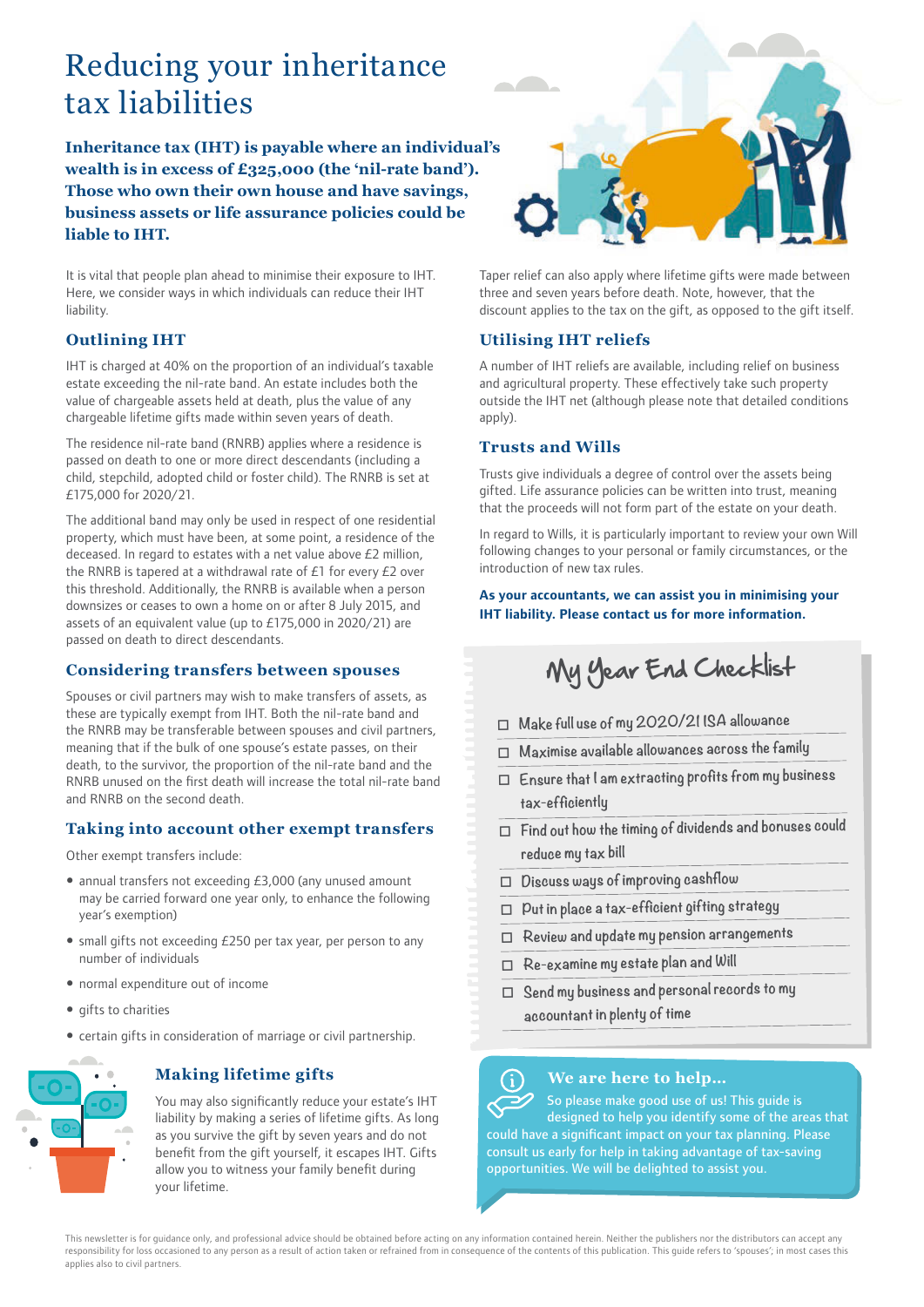# Reducing your inheritance tax liabilities

**Inheritance tax (IHT) is payable where an individual's wealth is in excess of £325,000 (the 'nil-rate band'). Those who own their own house and have savings, business assets or life assurance policies could be liable to IHT.**

It is vital that people plan ahead to minimise their exposure to IHT. Here, we consider ways in which individuals can reduce their IHT liability.

## Outlining IHT

IHT is charged at 40% on the proportion of an individual's taxable estate exceeding the nil-rate band. An estate includes both the value of chargeable assets held at death, plus the value of any chargeable lifetime gifts made within seven years of death.

The residence nil-rate band (RNRB) applies where a residence is passed on death to one or more direct descendants (including a child, stepchild, adopted child or foster child). The RNRB is set at £175,000 for 2020/21.

The additional band may only be used in respect of one residential property, which must have been, at some point, a residence of the deceased. In regard to estates with a net value above £2 million, the RNRB is tapered at a withdrawal rate of £1 for every £2 over this threshold. Additionally, the RNRB is available when a person downsizes or ceases to own a home on or after 8 July 2015, and assets of an equivalent value (up to £175,000 in 2020/21) are passed on death to direct descendants.

## Considering transfers between spouses

Spouses or civil partners may wish to make transfers of assets, as these are typically exempt from IHT. Both the nil-rate band and the RNRB may be transferable between spouses and civil partners, meaning that if the bulk of one spouse's estate passes, on their death, to the survivor, the proportion of the nil-rate band and the RNRB unused on the first death will increase the total nil-rate band and RNRB on the second death.

## Taking into account other exempt transfers

Other exempt transfers include:

- annual transfers not exceeding £3,000 (any unused amount may be carried forward one year only, to enhance the following year's exemption)
- small gifts not exceeding £250 per tax year, per person to any number of individuals
- normal expenditure out of income
- gifts to charities
- certain gifts in consideration of marriage or civil partnership.

## Making lifetime gifts

You may also significantly reduce your estate's IHT liability by making a series of lifetime gifts. As long as you survive the gift by seven years and do not benefit from the gift yourself, it escapes IHT. Gifts allow you to witness your family benefit during your lifetime.

Taper relief can also apply where lifetime gifts were made between three and seven years before death. Note, however, that the discount applies to the tax on the gift, as opposed to the gift itself.

## Utilising IHT reliefs

A number of IHT reliefs are available, including relief on business and agricultural property. These effectively take such property outside the IHT net (although please note that detailed conditions apply).

## Trusts and Wills

Trusts give individuals a degree of control over the assets being gifted. Life assurance policies can be written into trust, meaning that the proceeds will not form part of the estate on your death.

In regard to Wills, it is particularly important to review your own Will following changes to your personal or family circumstances, or the introduction of new tax rules.

**As your accountants, we can assist you in minimising your IHT liability. Please contact us for more information.**

## My Year End Checklist

- ☐ Make full use of my 2020/21 ISA allowance
- ☐ Maximise available allowances across the family
- ☐ Ensure that I am extracting profits from my business tax-efficiently
- ☐ Find out how the timing of dividends and bonuses could reduce my tax bill
- ☐ Discuss ways of improving cashflow
- ☐ Put in place a tax-efficient gifting strategy
- ☐ Review and update my pension arrangements
- ☐ Re-examine my estate plan and Will
- ☐ Send my business and personal records to my accountant in plenty of time

## We are here to help...

So please make good use of us! This guide is designed to help you identify some of the areas that could have a significant impact on your tax planning. Please consult us early for help in taking advantage of tax-saving opportunities. We will be delighted to assist you.

This newsletter is for guidance only, and professional advice should be obtained before acting on any information contained herein. Neither the publishers nor the distributors can accept any responsibility for loss occasioned to any person as a result of action taken or refrained from in consequence of the contents of this publication. This guide refers to 'spouses'; in most cases this applies also to civil partners.